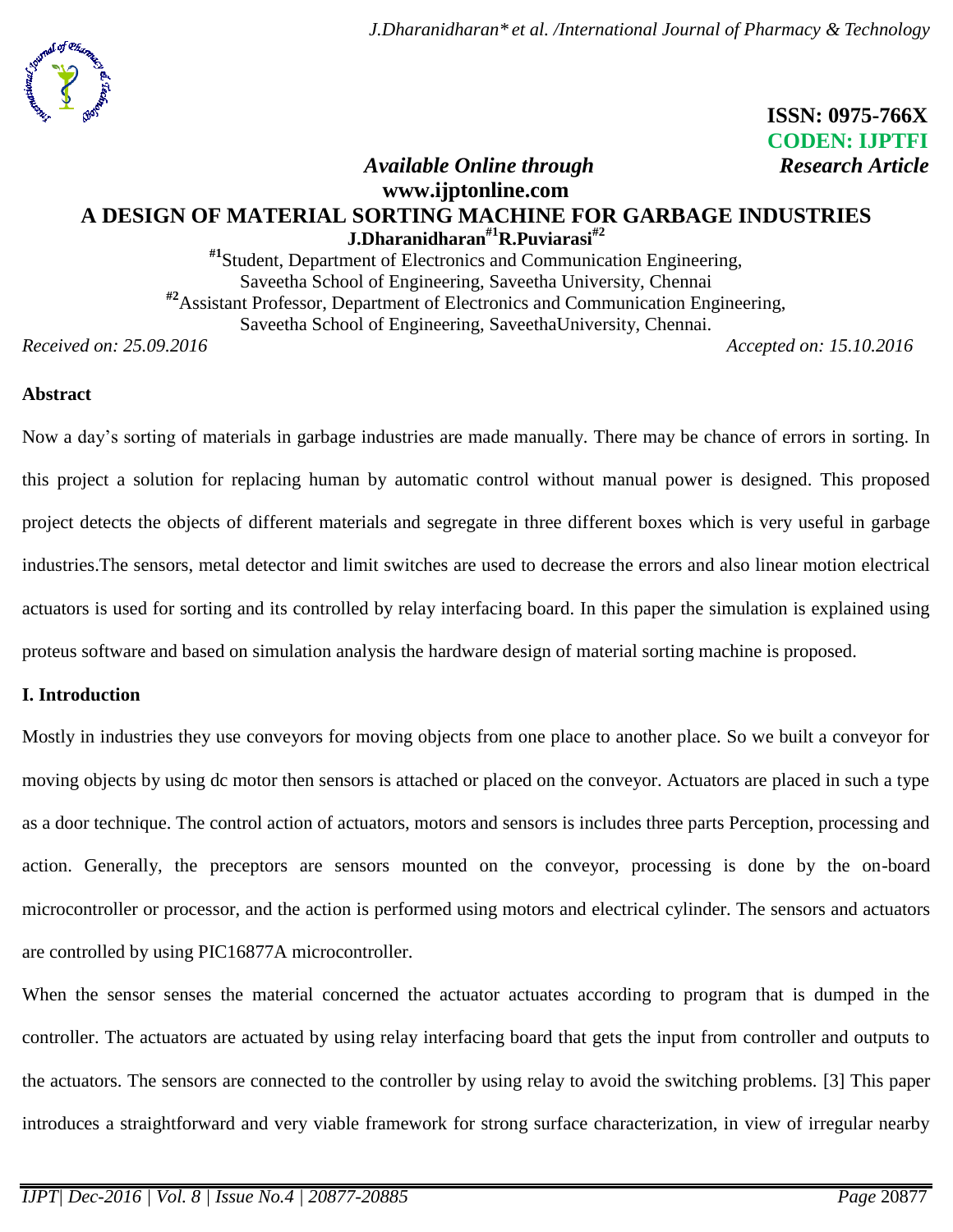ISSN: 0975-766X
CODEN: IJPTFI

*Available Online through* *Research Article*

**www.ijptonline.com**

# A DESIGN OF MATERIAL SORTING MACHINE FOR GARBAGE INDUSTRIES

**J.Dharanidharan[#1] R.Puviarasi[#2]**

[#1]Student, Department of Electronics and Communication Engineering,
Saveetha School of Engineering, Saveetha University, Chennai
[#2]Assistant Professor, Department of Electronics and Communication Engineering,
Saveetha School of Engineering, SaveethaUniversity, Chennai.

*Received on: 25.09.2016* *Accepted on: 15.10.2016*

## Abstract

Now a day's sorting of materials in garbage industries are made manually. There may be chance of errors in sorting. In this project a solution for replacing human by automatic control without manual power is designed. This proposed project detects the objects of different materials and segregate in three different boxes which is very useful in garbage industries.The sensors, metal detector and limit switches are used to decrease the errors and also linear motion electrical actuators is used for sorting and its controlled by relay interfacing board. In this paper the simulation is explained using proteus software and based on simulation analysis the hardware design of material sorting machine is proposed.

## I. Introduction

Mostly in industries they use conveyors for moving objects from one place to another place. So we built a conveyor for moving objects by using dc motor then sensors is attached or placed on the conveyor. Actuators are placed in such a type as a door technique. The control action of actuators, motors and sensors is includes three parts Perception, processing and action. Generally, the preceptors are sensors mounted on the conveyor, processing is done by the on-board microcontroller or processor, and the action is performed using motors and electrical cylinder. The sensors and actuators are controlled by using PIC16877A microcontroller.

When the sensor senses the material concerned the actuator actuates according to program that is dumped in the controller. The actuators are actuated by using relay interfacing board that gets the input from controller and outputs to the actuators. The sensors are connected to the controller by using relay to avoid the switching problems. [3] This paper introduces a straightforward and very viable framework for strong surface characterization, in view of irregular nearby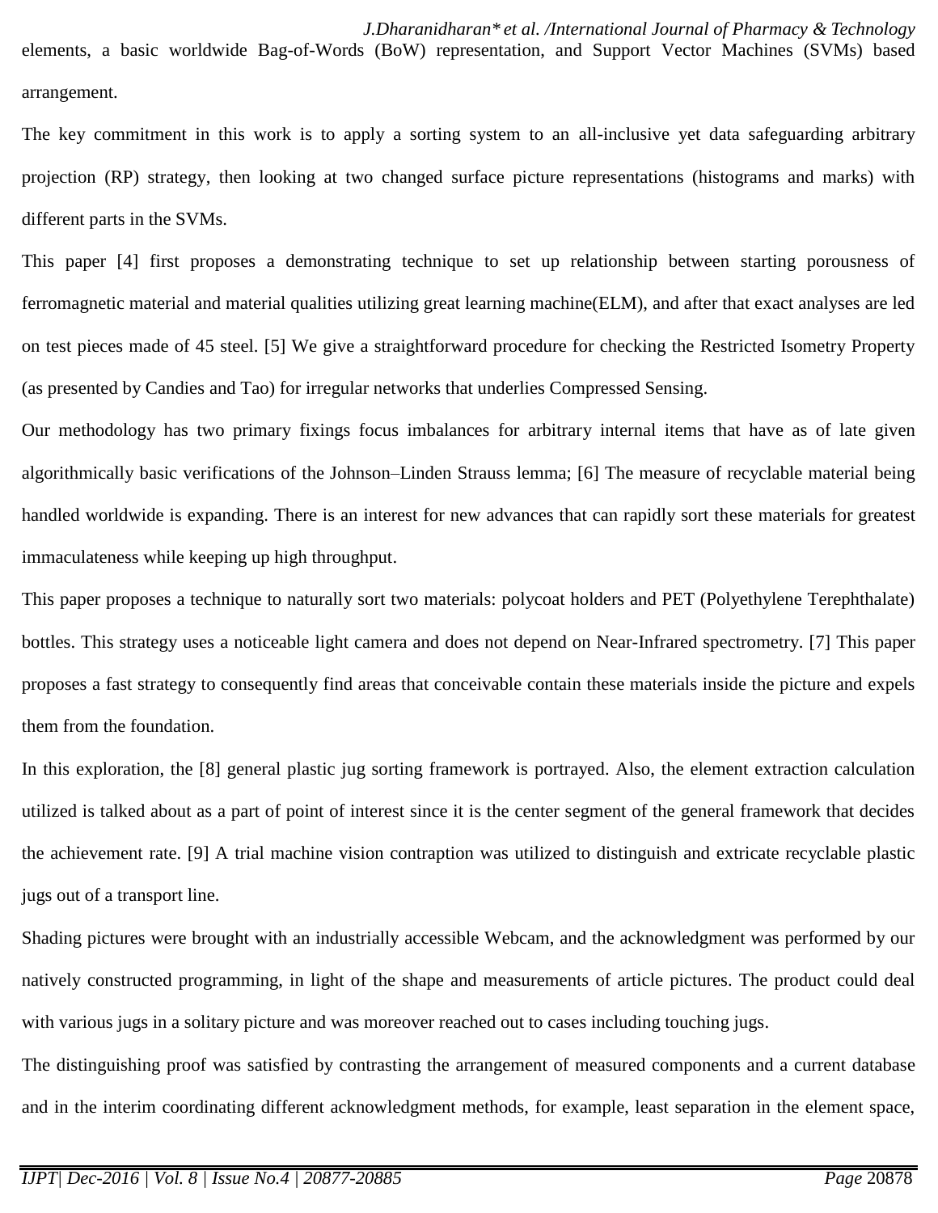elements, a basic worldwide Bag-of-Words (BoW) representation, and Support Vector Machines (SVMs) based arrangement.

The key commitment in this work is to apply a sorting system to an all-inclusive yet data safeguarding arbitrary projection (RP) strategy, then looking at two changed surface picture representations (histograms and marks) with different parts in the SVMs.

This paper [4] first proposes a demonstrating technique to set up relationship between starting porousness of ferromagnetic material and material qualities utilizing great learning machine(ELM), and after that exact analyses are led on test pieces made of 45 steel. [5] We give a straightforward procedure for checking the Restricted Isometry Property (as presented by Candies and Tao) for irregular networks that underlies Compressed Sensing.

Our methodology has two primary fixings focus imbalances for arbitrary internal items that have as of late given algorithmically basic verifications of the Johnson–Linden Strauss lemma; [6] The measure of recyclable material being handled worldwide is expanding. There is an interest for new advances that can rapidly sort these materials for greatest immaculateness while keeping up high throughput.

This paper proposes a technique to naturally sort two materials: polycoat holders and PET (Polyethylene Terephthalate) bottles. This strategy uses a noticeable light camera and does not depend on Near-Infrared spectrometry. [7] This paper proposes a fast strategy to consequently find areas that conceivable contain these materials inside the picture and expels them from the foundation.

In this exploration, the [8] general plastic jug sorting framework is portrayed. Also, the element extraction calculation utilized is talked about as a part of point of interest since it is the center segment of the general framework that decides the achievement rate. [9] A trial machine vision contraption was utilized to distinguish and extricate recyclable plastic jugs out of a transport line.

Shading pictures were brought with an industrially accessible Webcam, and the acknowledgment was performed by our natively constructed programming, in light of the shape and measurements of article pictures. The product could deal with various jugs in a solitary picture and was moreover reached out to cases including touching jugs.

The distinguishing proof was satisfied by contrasting the arrangement of measured components and a current database and in the interim coordinating different acknowledgment methods, for example, least separation in the element space,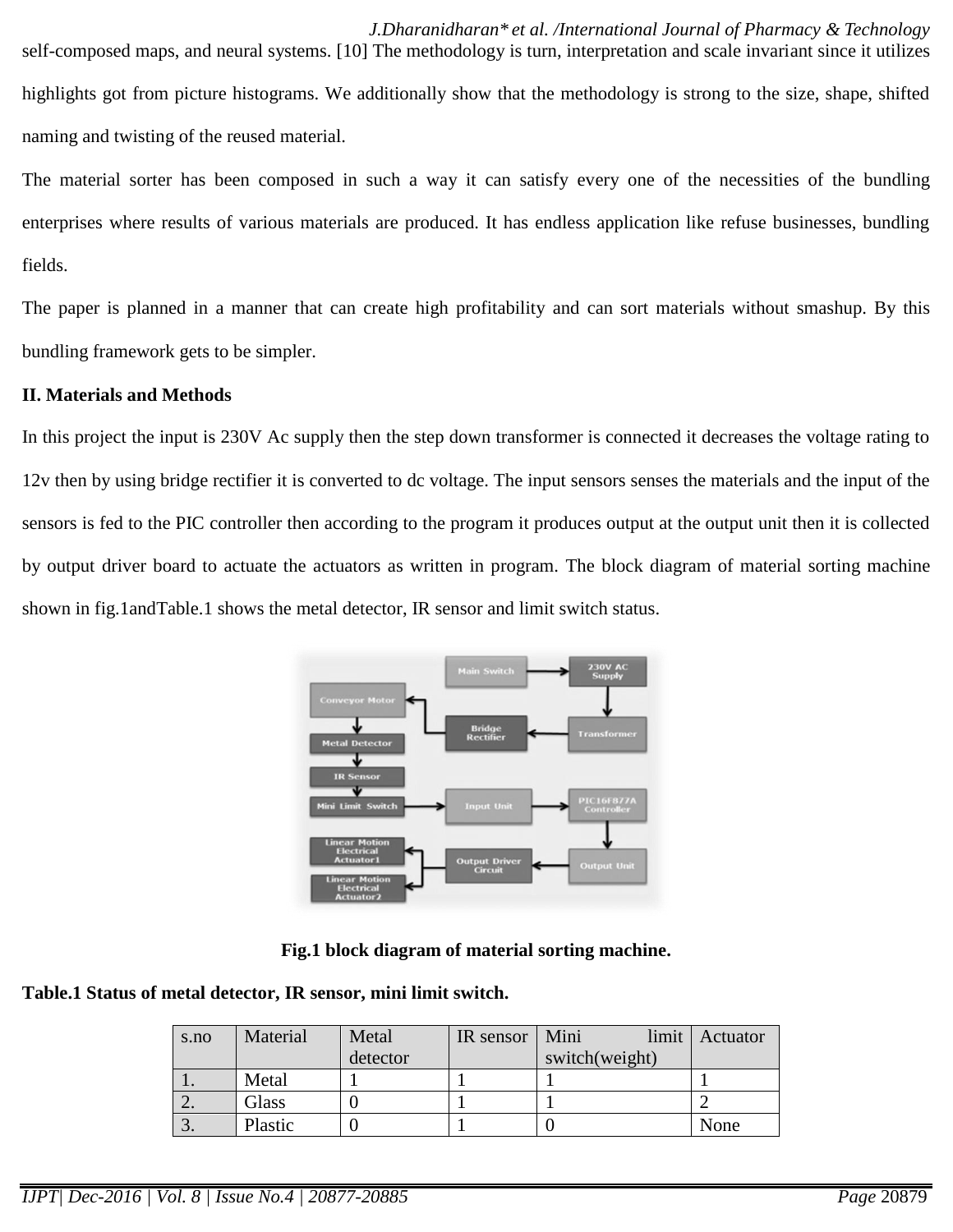self-composed maps, and neural systems. [10] The methodology is turn, interpretation and scale invariant since it utilizes highlights got from picture histograms. We additionally show that the methodology is strong to the size, shape, shifted naming and twisting of the reused material.

The material sorter has been composed in such a way it can satisfy every one of the necessities of the bundling enterprises where results of various materials are produced. It has endless application like refuse businesses, bundling fields.

The paper is planned in a manner that can create high profitability and can sort materials without smashup. By this bundling framework gets to be simpler.

**II. Materials and Methods**

In this project the input is 230V Ac supply then the step down transformer is connected it decreases the voltage rating to 12v then by using bridge rectifier it is converted to dc voltage. The input sensors senses the materials and the input of the sensors is fed to the PIC controller then according to the program it produces output at the output unit then it is collected by output driver board to actuate the actuators as written in program. The block diagram of material sorting machine shown in fig.1andTable.1 shows the metal detector, IR sensor and limit switch status.

**Fig.1 block diagram of material sorting machine.**

**Table.1 Status of metal detector, IR sensor, mini limit switch.**

| s.no | Material | Metal detector | IR sensor | Mini limit switch(weight) | Actuator |
|---|---|---|---|---|---|
| 1. | Metal | 1 | 1 | 1 | 1 |
| 2. | Glass | 0 | 1 | 1 | 2 |
| 3. | Plastic | 0 | 1 | 0 | None |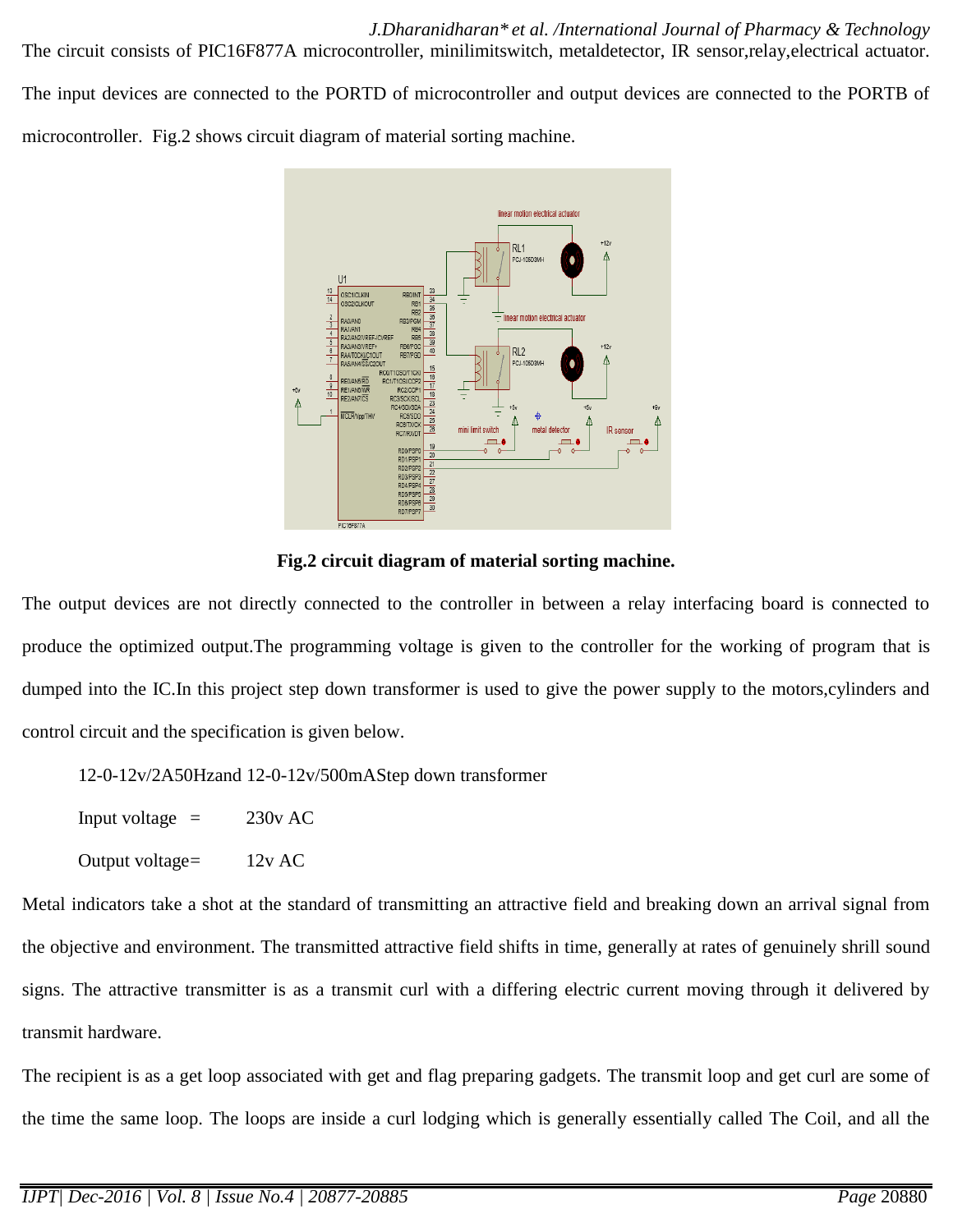The circuit consists of PIC16F877A microcontroller, minilimitswitch, metaldetector, IR sensor,relay,electrical actuator. The input devices are connected to the PORTD of microcontroller and output devices are connected to the PORTB of microcontroller. Fig.2 shows circuit diagram of material sorting machine.

**Fig.2 circuit diagram of material sorting machine.**

The output devices are not directly connected to the controller in between a relay interfacing board is connected to produce the optimized output.The programming voltage is given to the controller for the working of program that is dumped into the IC.In this project step down transformer is used to give the power supply to the motors,cylinders and control circuit and the specification is given below.

12-0-12v/2A50Hzand 12-0-12v/500mAStep down transformer

Input voltage = 230v AC

Output voltage= 12v AC

Metal indicators take a shot at the standard of transmitting an attractive field and breaking down an arrival signal from the objective and environment. The transmitted attractive field shifts in time, generally at rates of genuinely shrill sound signs. The attractive transmitter is as a transmit curl with a differing electric current moving through it delivered by transmit hardware.

The recipient is as a get loop associated with get and flag preparing gadgets. The transmit loop and get curl are some of the time the same loop. The loops are inside a curl lodging which is generally essentially called The Coil, and all the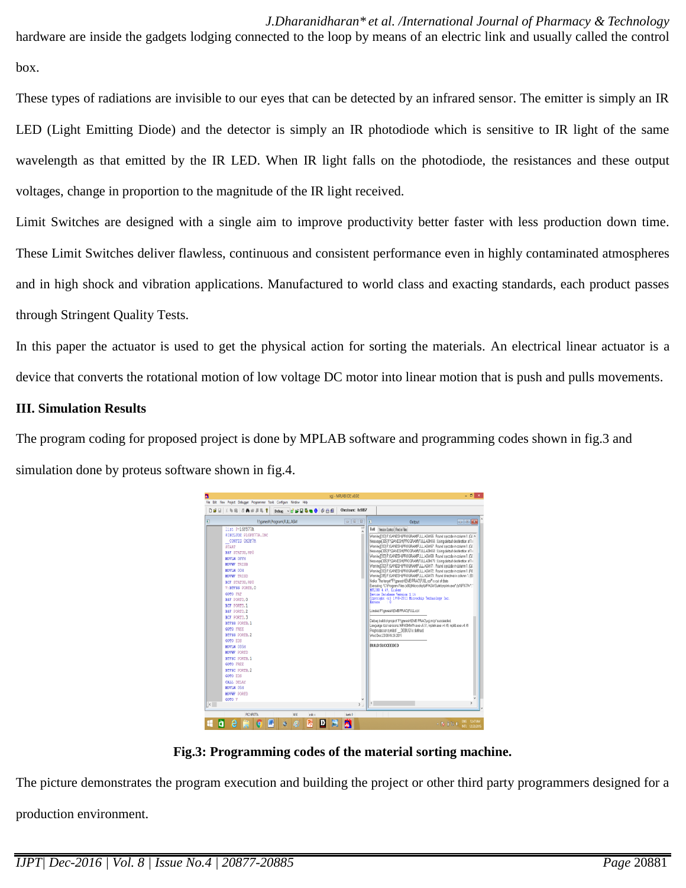hardware are inside the gadgets lodging connected to the loop by means of an electric link and usually called the control box.

These types of radiations are invisible to our eyes that can be detected by an infrared sensor. The emitter is simply an IR LED (Light Emitting Diode) and the detector is simply an IR photodiode which is sensitive to IR light of the same wavelength as that emitted by the IR LED. When IR light falls on the photodiode, the resistances and these output voltages, change in proportion to the magnitude of the IR light received.

Limit Switches are designed with a single aim to improve productivity better faster with less production down time. These Limit Switches deliver flawless, continuous and consistent performance even in highly contaminated atmospheres and in high shock and vibration applications. Manufactured to world class and exacting standards, each product passes through Stringent Quality Tests.

In this paper the actuator is used to get the physical action for sorting the materials. An electrical linear actuator is a device that converts the rotational motion of low voltage DC motor into linear motion that is push and pulls movements.

### III. Simulation Results

The program coding for proposed project is done by MPLAB software and programming codes shown in fig.3 and simulation done by proteus software shown in fig.4.

**Fig.3: Programming codes of the material sorting machine.**

The picture demonstrates the program execution and building the project or other third party programmers designed for a production environment.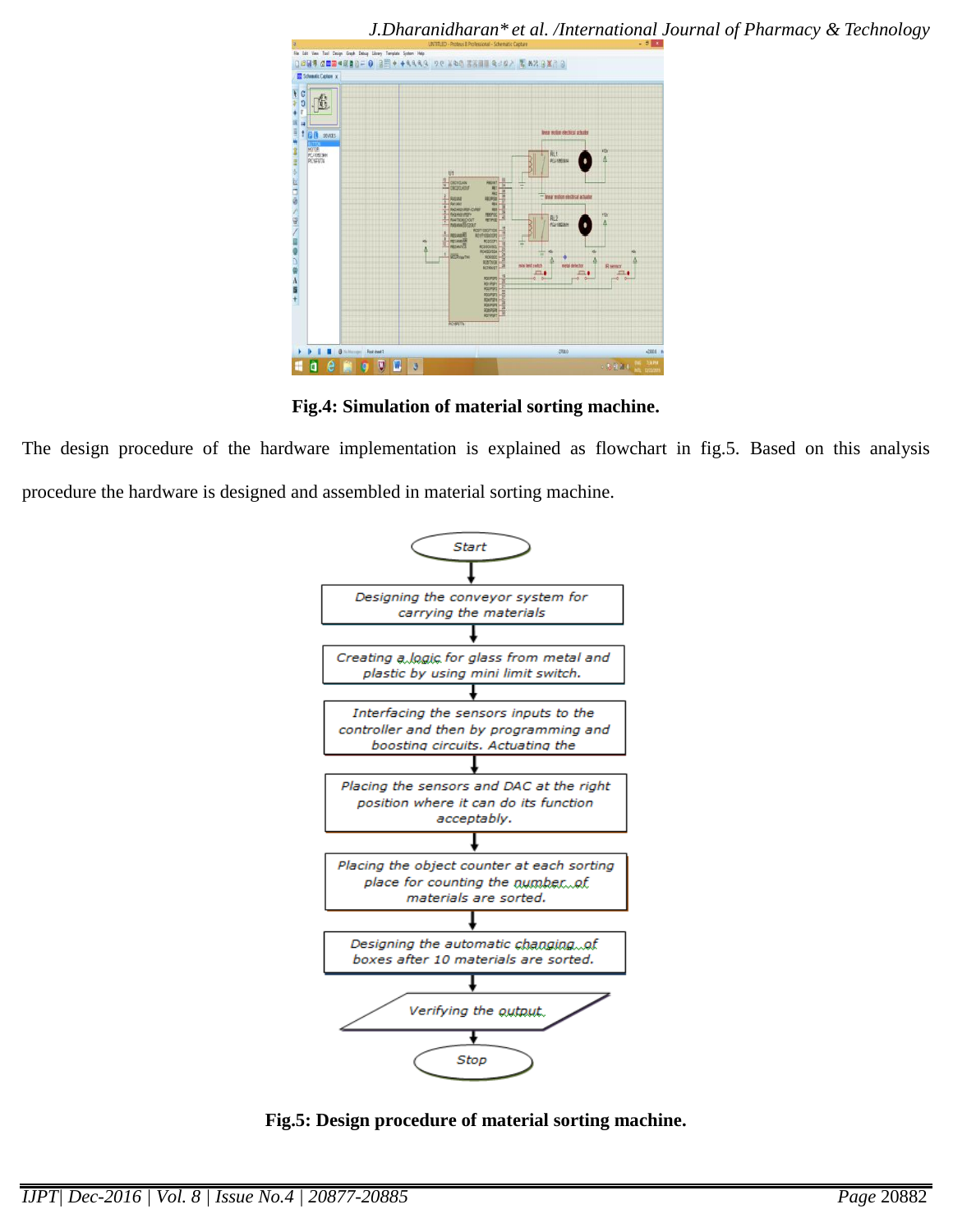**Fig.4: Simulation of material sorting machine.**

The design procedure of the hardware implementation is explained as flowchart in fig.5. Based on this analysis procedure the hardware is designed and assembled in material sorting machine.

**Fig.5: Design procedure of material sorting machine.**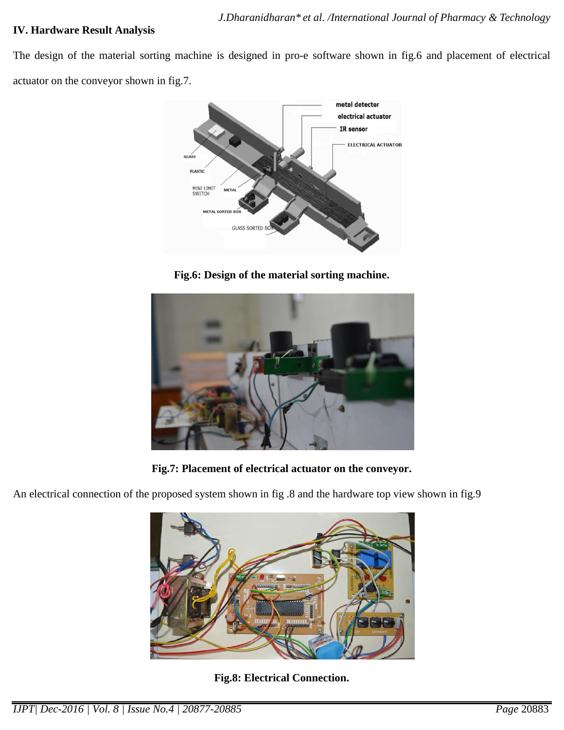## IV. Hardware Result Analysis

The design of the material sorting machine is designed in pro-e software shown in fig.6 and placement of electrical actuator on the conveyor shown in fig.7.

**Fig.6: Design of the material sorting machine.**

**Fig.7: Placement of electrical actuator on the conveyor.**

An electrical connection of the proposed system shown in fig .8 and the hardware top view shown in fig.9

**Fig.8: Electrical Connection.**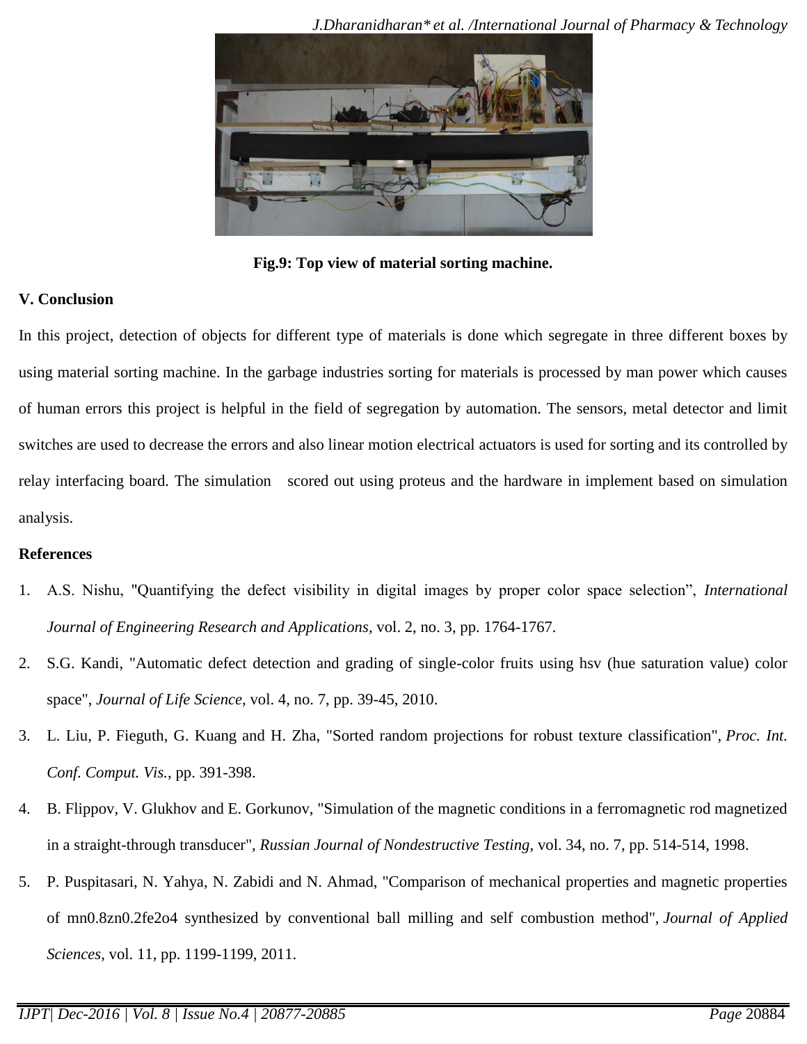Fig.9: Top view of material sorting machine.

## V. Conclusion

In this project, detection of objects for different type of materials is done which segregate in three different boxes by using material sorting machine. In the garbage industries sorting for materials is processed by man power which causes of human errors this project is helpful in the field of segregation by automation. The sensors, metal detector and limit switches are used to decrease the errors and also linear motion electrical actuators is used for sorting and its controlled by relay interfacing board. The simulation scored out using proteus and the hardware in implement based on simulation analysis.

## References

1. A.S. Nishu, "Quantifying the defect visibility in digital images by proper color space selection", *International Journal of Engineering Research and Applications*, vol. 2, no. 3, pp. 1764-1767.
2. S.G. Kandi, "Automatic defect detection and grading of single-color fruits using hsv (hue saturation value) color space", *Journal of Life Science*, vol. 4, no. 7, pp. 39-45, 2010.
3. L. Liu, P. Fieguth, G. Kuang and H. Zha, "Sorted random projections for robust texture classification", *Proc. Int. Conf. Comput. Vis.*, pp. 391-398.
4. B. Flippov, V. Glukhov and E. Gorkunov, "Simulation of the magnetic conditions in a ferromagnetic rod magnetized in a straight-through transducer", *Russian Journal of Nondestructive Testing*, vol. 34, no. 7, pp. 514-514, 1998.
5. P. Puspitasari, N. Yahya, N. Zabidi and N. Ahmad, "Comparison of mechanical properties and magnetic properties of mn0.8zn0.2fe2o4 synthesized by conventional ball milling and self combustion method", *Journal of Applied Sciences*, vol. 11, pp. 1199-1199, 2011.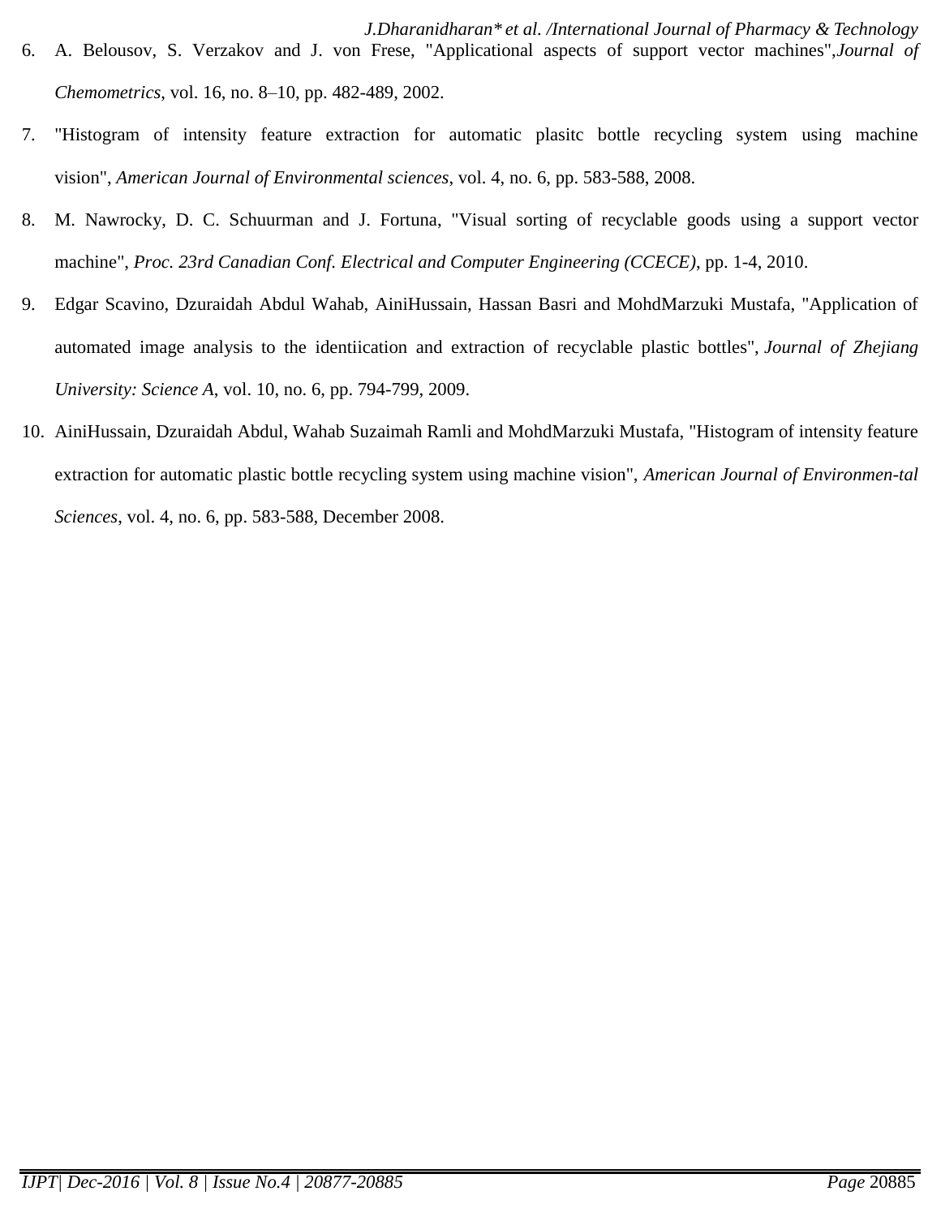6. A. Belousov, S. Verzakov and J. von Frese, "Applicational aspects of support vector machines",*Journal of Chemometrics*, vol. 16, no. 8–10, pp. 482-489, 2002.
7. "Histogram of intensity feature extraction for automatic plasitc bottle recycling system using machine vision", *American Journal of Environmental sciences*, vol. 4, no. 6, pp. 583-588, 2008.
8. M. Nawrocky, D. C. Schuurman and J. Fortuna, "Visual sorting of recyclable goods using a support vector machine", *Proc. 23rd Canadian Conf. Electrical and Computer Engineering (CCECE)*, pp. 1-4, 2010.
9. Edgar Scavino, Dzuraidah Abdul Wahab, AiniHussain, Hassan Basri and MohdMarzuki Mustafa, "Application of automated image analysis to the identiication and extraction of recyclable plastic bottles", *Journal of Zhejiang University: Science A*, vol. 10, no. 6, pp. 794-799, 2009.
10. AiniHussain, Dzuraidah Abdul, Wahab Suzaimah Ramli and MohdMarzuki Mustafa, "Histogram of intensity feature extraction for automatic plastic bottle recycling system using machine vision", *American Journal of Environmen-tal Sciences*, vol. 4, no. 6, pp. 583-588, December 2008.